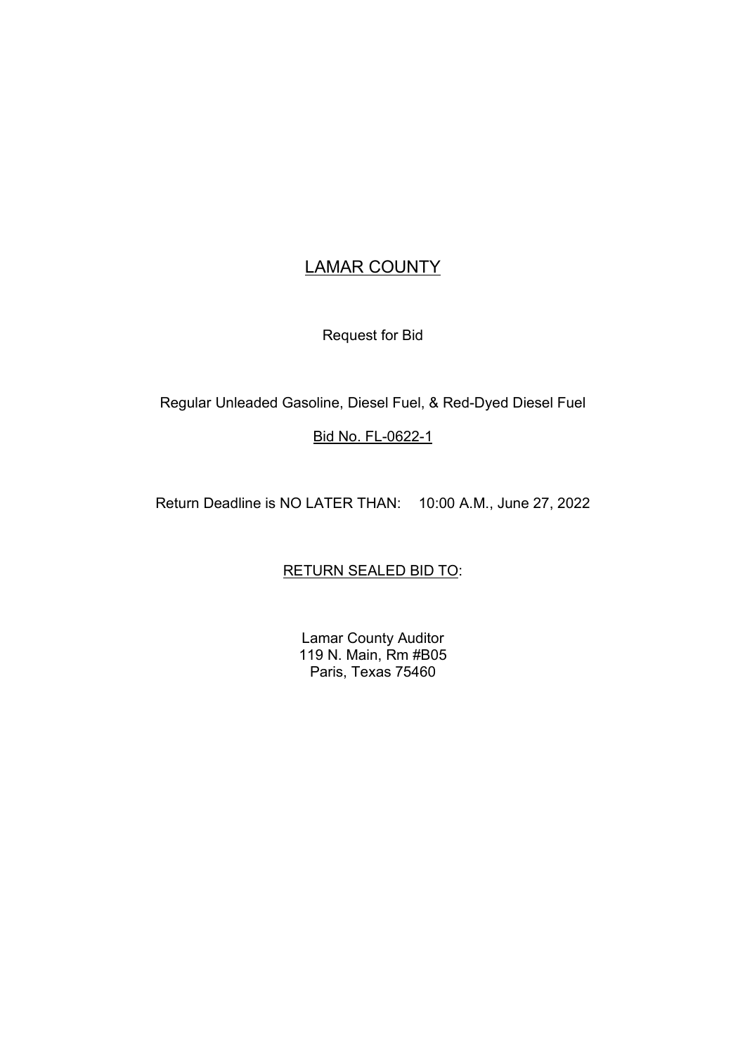# LAMAR COUNTY

Request for Bid

Regular Unleaded Gasoline, Diesel Fuel, & Red-Dyed Diesel Fuel

Bid No. FL-0622-1

Return Deadline is NO LATER THAN: 10:00 A.M., June 27, 2022

RETURN SEALED BID TO:

Lamar County Auditor
119 N. Main, Rm #B05
Paris, Texas 75460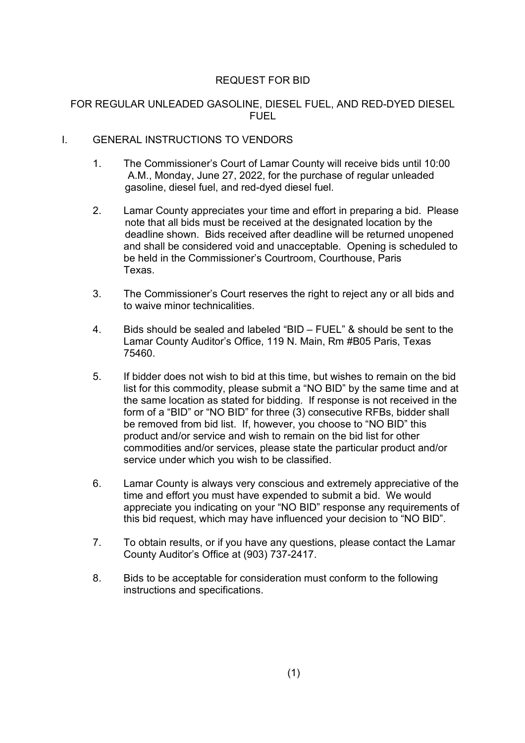# REQUEST FOR BID

## FOR REGULAR UNLEADED GASOLINE, DIESEL FUEL, AND RED-DYED DIESEL FUEL

## I. GENERAL INSTRUCTIONS TO VENDORS

1. The Commissioner's Court of Lamar County will receive bids until 10:00 A.M., Monday, June 27, 2022, for the purchase of regular unleaded gasoline, diesel fuel, and red-dyed diesel fuel.

2. Lamar County appreciates your time and effort in preparing a bid. Please note that all bids must be received at the designated location by the deadline shown. Bids received after deadline will be returned unopened and shall be considered void and unacceptable. Opening is scheduled to be held in the Commissioner's Courtroom, Courthouse, Paris Texas.

3. The Commissioner's Court reserves the right to reject any or all bids and to waive minor technicalities.

4. Bids should be sealed and labeled "BID – FUEL" & should be sent to the Lamar County Auditor's Office, 119 N. Main, Rm #B05 Paris, Texas 75460.

5. If bidder does not wish to bid at this time, but wishes to remain on the bid list for this commodity, please submit a "NO BID" by the same time and at the same location as stated for bidding. If response is not received in the form of a "BID" or "NO BID" for three (3) consecutive RFBs, bidder shall be removed from bid list. If, however, you choose to "NO BID" this product and/or service and wish to remain on the bid list for other commodities and/or services, please state the particular product and/or service under which you wish to be classified.

6. Lamar County is always very conscious and extremely appreciative of the time and effort you must have expended to submit a bid. We would appreciate you indicating on your "NO BID" response any requirements of this bid request, which may have influenced your decision to "NO BID".

7. To obtain results, or if you have any questions, please contact the Lamar County Auditor's Office at (903) 737-2417.

8. Bids to be acceptable for consideration must conform to the following instructions and specifications.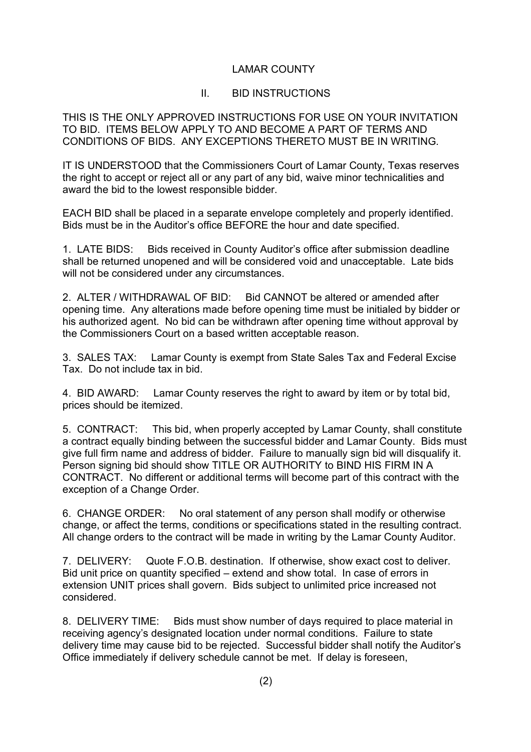# LAMAR COUNTY

## II. BID INSTRUCTIONS

THIS IS THE ONLY APPROVED INSTRUCTIONS FOR USE ON YOUR INVITATION TO BID. ITEMS BELOW APPLY TO AND BECOME A PART OF TERMS AND CONDITIONS OF BIDS. ANY EXCEPTIONS THERETO MUST BE IN WRITING.

IT IS UNDERSTOOD that the Commissioners Court of Lamar County, Texas reserves the right to accept or reject all or any part of any bid, waive minor technicalities and award the bid to the lowest responsible bidder.

EACH BID shall be placed in a separate envelope completely and properly identified. Bids must be in the Auditor's office BEFORE the hour and date specified.

1. LATE BIDS: Bids received in County Auditor's office after submission deadline shall be returned unopened and will be considered void and unacceptable. Late bids will not be considered under any circumstances.

2. ALTER / WITHDRAWAL OF BID: Bid CANNOT be altered or amended after opening time. Any alterations made before opening time must be initialed by bidder or his authorized agent. No bid can be withdrawn after opening time without approval by the Commissioners Court on a based written acceptable reason.

3. SALES TAX: Lamar County is exempt from State Sales Tax and Federal Excise Tax. Do not include tax in bid.

4. BID AWARD: Lamar County reserves the right to award by item or by total bid, prices should be itemized.

5. CONTRACT: This bid, when properly accepted by Lamar County, shall constitute a contract equally binding between the successful bidder and Lamar County. Bids must give full firm name and address of bidder. Failure to manually sign bid will disqualify it. Person signing bid should show TITLE OR AUTHORITY to BIND HIS FIRM IN A CONTRACT. No different or additional terms will become part of this contract with the exception of a Change Order.

6. CHANGE ORDER: No oral statement of any person shall modify or otherwise change, or affect the terms, conditions or specifications stated in the resulting contract. All change orders to the contract will be made in writing by the Lamar County Auditor.

7. DELIVERY: Quote F.O.B. destination. If otherwise, show exact cost to deliver. Bid unit price on quantity specified – extend and show total. In case of errors in extension UNIT prices shall govern. Bids subject to unlimited price increased not considered.

8. DELIVERY TIME: Bids must show number of days required to place material in receiving agency's designated location under normal conditions. Failure to state delivery time may cause bid to be rejected. Successful bidder shall notify the Auditor's Office immediately if delivery schedule cannot be met. If delay is foreseen,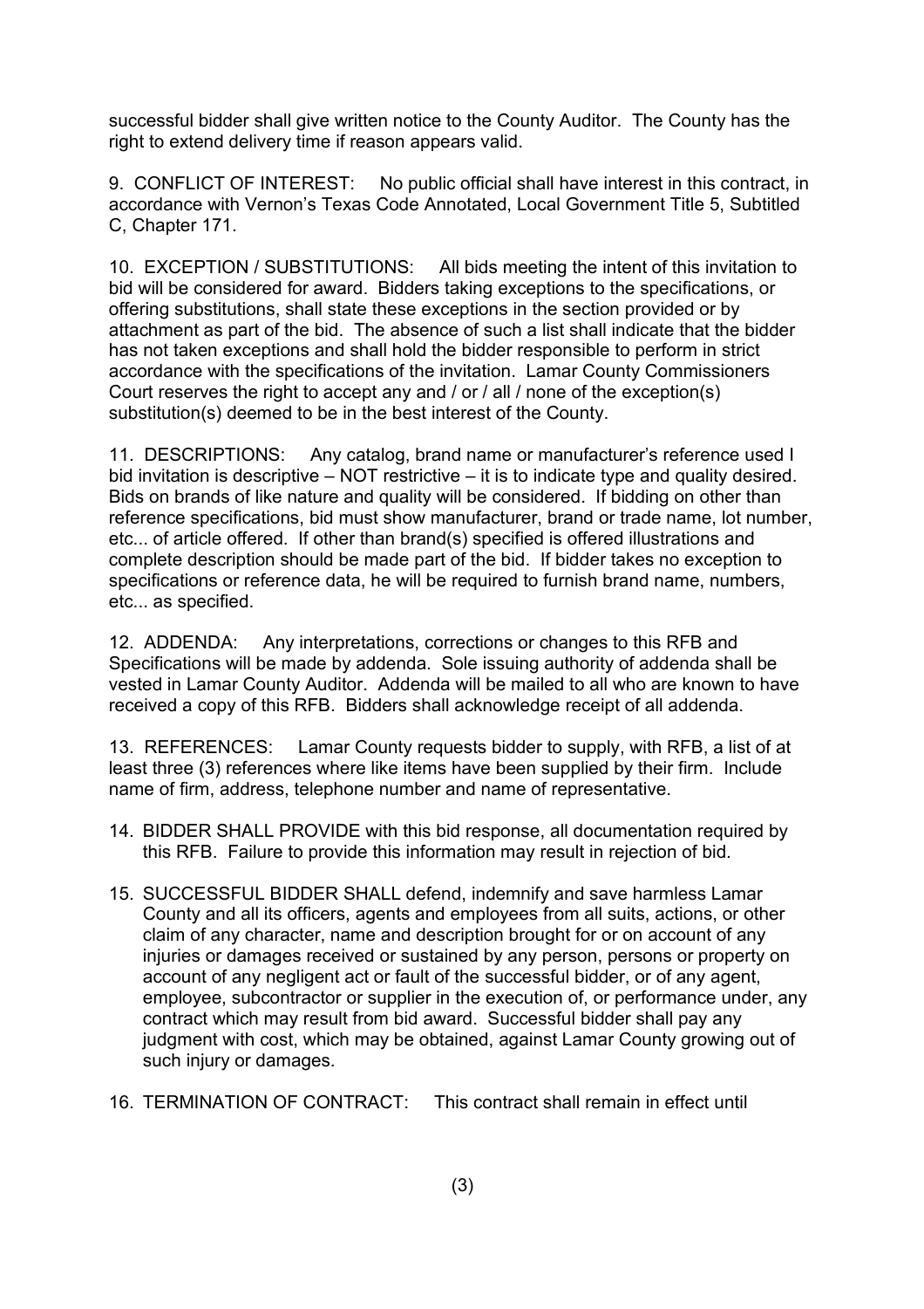successful bidder shall give written notice to the County Auditor. The County has the right to extend delivery time if reason appears valid.

9. CONFLICT OF INTEREST: No public official shall have interest in this contract, in accordance with Vernon's Texas Code Annotated, Local Government Title 5, Subtitled C, Chapter 171.

10. EXCEPTION / SUBSTITUTIONS: All bids meeting the intent of this invitation to bid will be considered for award. Bidders taking exceptions to the specifications, or offering substitutions, shall state these exceptions in the section provided or by attachment as part of the bid. The absence of such a list shall indicate that the bidder has not taken exceptions and shall hold the bidder responsible to perform in strict accordance with the specifications of the invitation. Lamar County Commissioners Court reserves the right to accept any and / or / all / none of the exception(s) substitution(s) deemed to be in the best interest of the County.

11. DESCRIPTIONS: Any catalog, brand name or manufacturer's reference used I bid invitation is descriptive – NOT restrictive – it is to indicate type and quality desired. Bids on brands of like nature and quality will be considered. If bidding on other than reference specifications, bid must show manufacturer, brand or trade name, lot number, etc... of article offered. If other than brand(s) specified is offered illustrations and complete description should be made part of the bid. If bidder takes no exception to specifications or reference data, he will be required to furnish brand name, numbers, etc... as specified.

12. ADDENDA: Any interpretations, corrections or changes to this RFB and Specifications will be made by addenda. Sole issuing authority of addenda shall be vested in Lamar County Auditor. Addenda will be mailed to all who are known to have received a copy of this RFB. Bidders shall acknowledge receipt of all addenda.

13. REFERENCES: Lamar County requests bidder to supply, with RFB, a list of at least three (3) references where like items have been supplied by their firm. Include name of firm, address, telephone number and name of representative.

14. BIDDER SHALL PROVIDE with this bid response, all documentation required by this RFB. Failure to provide this information may result in rejection of bid.

15. SUCCESSFUL BIDDER SHALL defend, indemnify and save harmless Lamar County and all its officers, agents and employees from all suits, actions, or other claim of any character, name and description brought for or on account of any injuries or damages received or sustained by any person, persons or property on account of any negligent act or fault of the successful bidder, or of any agent, employee, subcontractor or supplier in the execution of, or performance under, any contract which may result from bid award. Successful bidder shall pay any judgment with cost, which may be obtained, against Lamar County growing out of such injury or damages.

16. TERMINATION OF CONTRACT: This contract shall remain in effect until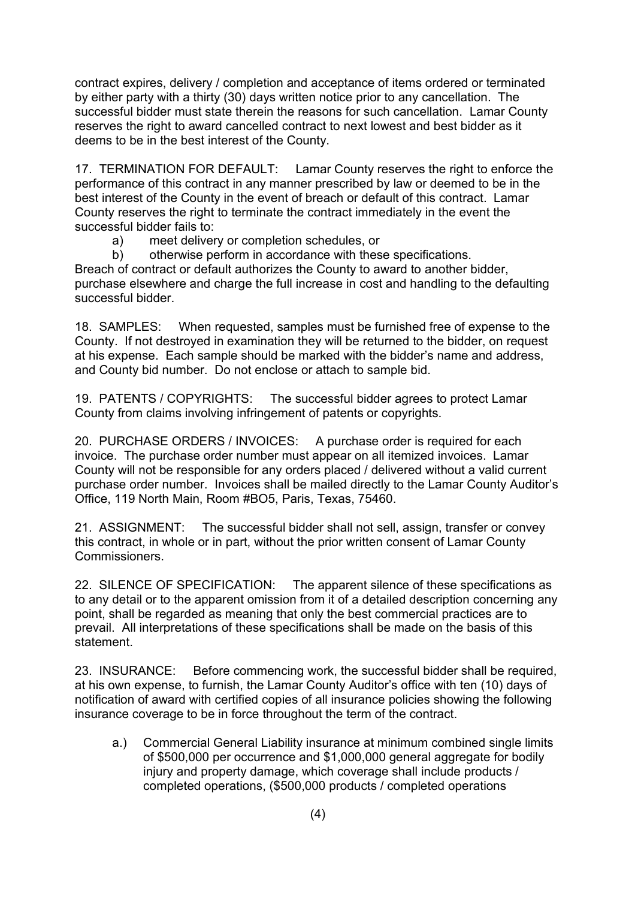contract expires, delivery / completion and acceptance of items ordered or terminated by either party with a thirty (30) days written notice prior to any cancellation. The successful bidder must state therein the reasons for such cancellation. Lamar County reserves the right to award cancelled contract to next lowest and best bidder as it deems to be in the best interest of the County.

17. TERMINATION FOR DEFAULT: Lamar County reserves the right to enforce the performance of this contract in any manner prescribed by law or deemed to be in the best interest of the County in the event of breach or default of this contract. Lamar County reserves the right to terminate the contract immediately in the event the successful bidder fails to:

a) meet delivery or completion schedules, or

b) otherwise perform in accordance with these specifications.

Breach of contract or default authorizes the County to award to another bidder, purchase elsewhere and charge the full increase in cost and handling to the defaulting successful bidder.

18. SAMPLES: When requested, samples must be furnished free of expense to the County. If not destroyed in examination they will be returned to the bidder, on request at his expense. Each sample should be marked with the bidder's name and address, and County bid number. Do not enclose or attach to sample bid.

19. PATENTS / COPYRIGHTS: The successful bidder agrees to protect Lamar County from claims involving infringement of patents or copyrights.

20. PURCHASE ORDERS / INVOICES: A purchase order is required for each invoice. The purchase order number must appear on all itemized invoices. Lamar County will not be responsible for any orders placed / delivered without a valid current purchase order number. Invoices shall be mailed directly to the Lamar County Auditor's Office, 119 North Main, Room #BO5, Paris, Texas, 75460.

21. ASSIGNMENT: The successful bidder shall not sell, assign, transfer or convey this contract, in whole or in part, without the prior written consent of Lamar County Commissioners.

22. SILENCE OF SPECIFICATION: The apparent silence of these specifications as to any detail or to the apparent omission from it of a detailed description concerning any point, shall be regarded as meaning that only the best commercial practices are to prevail. All interpretations of these specifications shall be made on the basis of this statement.

23. INSURANCE: Before commencing work, the successful bidder shall be required, at his own expense, to furnish, the Lamar County Auditor's office with ten (10) days of notification of award with certified copies of all insurance policies showing the following insurance coverage to be in force throughout the term of the contract.

a.) Commercial General Liability insurance at minimum combined single limits of $500,000 per occurrence and $1,000,000 general aggregate for bodily injury and property damage, which coverage shall include products / completed operations, ($500,000 products / completed operations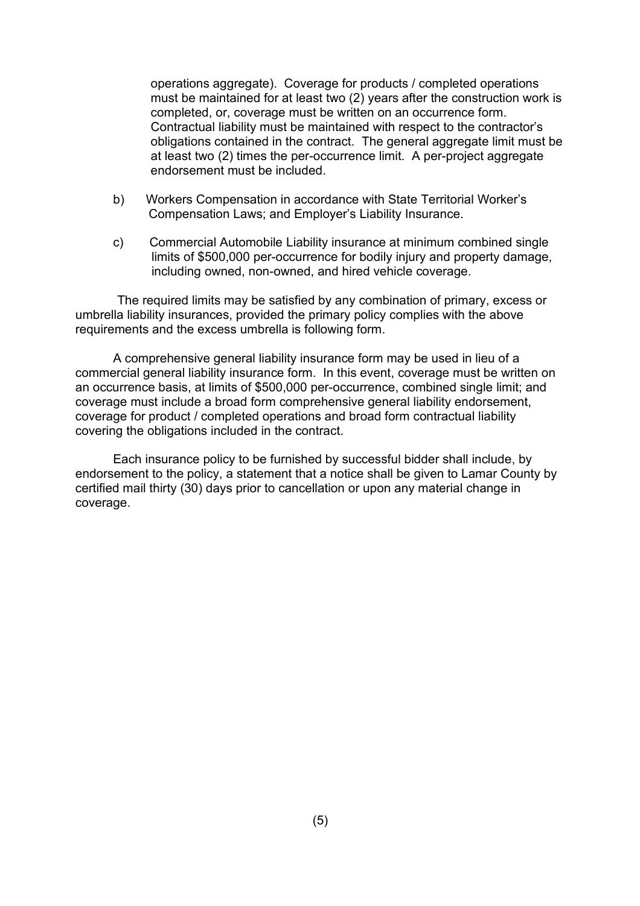operations aggregate). Coverage for products / completed operations must be maintained for at least two (2) years after the construction work is completed, or, coverage must be written on an occurrence form. Contractual liability must be maintained with respect to the contractor's obligations contained in the contract. The general aggregate limit must be at least two (2) times the per-occurrence limit. A per-project aggregate endorsement must be included.

b) Workers Compensation in accordance with State Territorial Worker's Compensation Laws; and Employer's Liability Insurance.

c) Commercial Automobile Liability insurance at minimum combined single limits of $500,000 per-occurrence for bodily injury and property damage, including owned, non-owned, and hired vehicle coverage.

The required limits may be satisfied by any combination of primary, excess or umbrella liability insurances, provided the primary policy complies with the above requirements and the excess umbrella is following form.

A comprehensive general liability insurance form may be used in lieu of a commercial general liability insurance form. In this event, coverage must be written on an occurrence basis, at limits of $500,000 per-occurrence, combined single limit; and coverage must include a broad form comprehensive general liability endorsement, coverage for product / completed operations and broad form contractual liability covering the obligations included in the contract.

Each insurance policy to be furnished by successful bidder shall include, by endorsement to the policy, a statement that a notice shall be given to Lamar County by certified mail thirty (30) days prior to cancellation or upon any material change in coverage.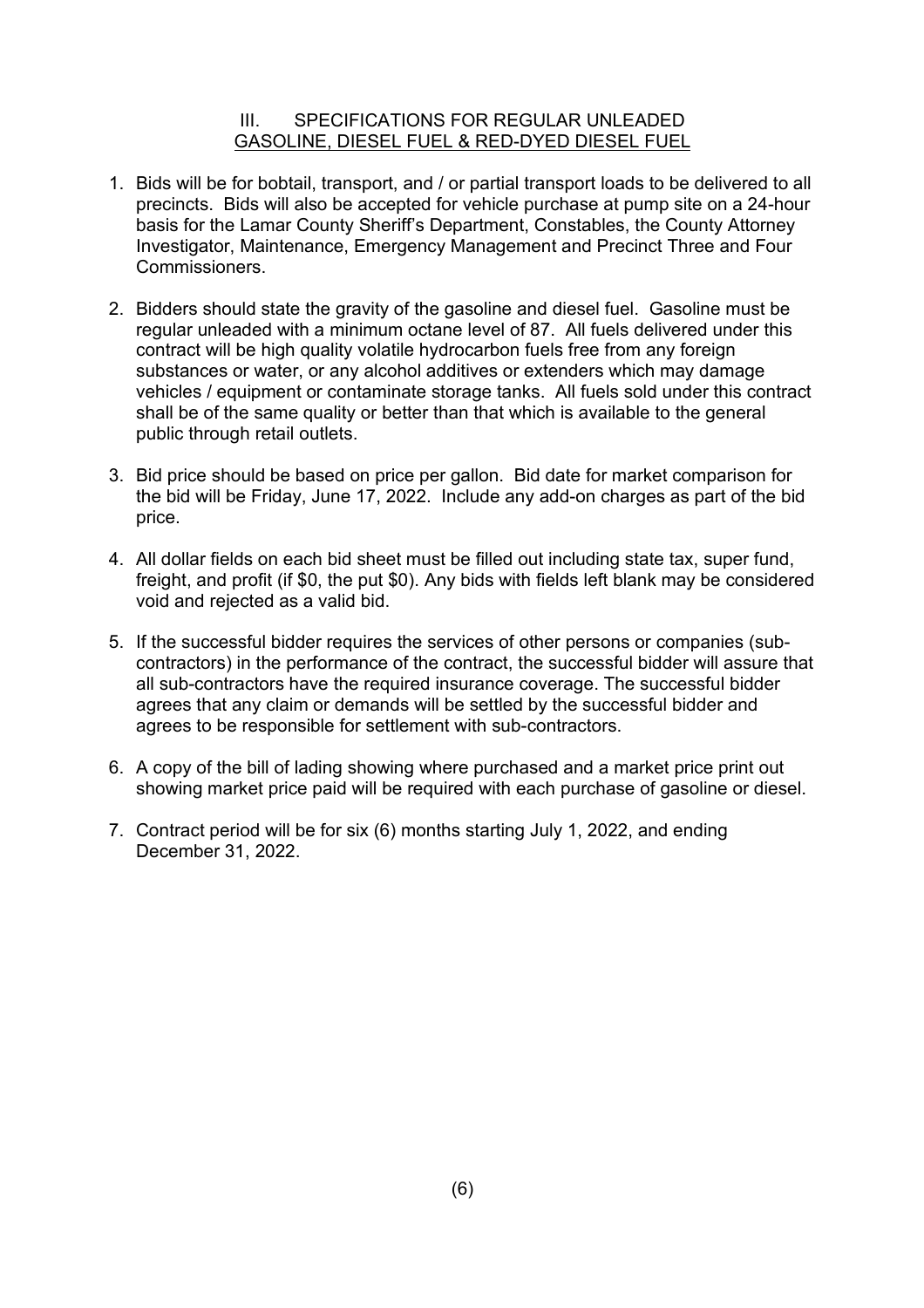## III. SPECIFICATIONS FOR REGULAR UNLEADED GASOLINE, DIESEL FUEL & RED-DYED DIESEL FUEL

1. Bids will be for bobtail, transport, and / or partial transport loads to be delivered to all precincts. Bids will also be accepted for vehicle purchase at pump site on a 24-hour basis for the Lamar County Sheriff's Department, Constables, the County Attorney Investigator, Maintenance, Emergency Management and Precinct Three and Four Commissioners.

2. Bidders should state the gravity of the gasoline and diesel fuel. Gasoline must be regular unleaded with a minimum octane level of 87. All fuels delivered under this contract will be high quality volatile hydrocarbon fuels free from any foreign substances or water, or any alcohol additives or extenders which may damage vehicles / equipment or contaminate storage tanks. All fuels sold under this contract shall be of the same quality or better than that which is available to the general public through retail outlets.

3. Bid price should be based on price per gallon. Bid date for market comparison for the bid will be Friday, June 17, 2022. Include any add-on charges as part of the bid price.

4. All dollar fields on each bid sheet must be filled out including state tax, super fund, freight, and profit (if $0, the put $0). Any bids with fields left blank may be considered void and rejected as a valid bid.

5. If the successful bidder requires the services of other persons or companies (sub-contractors) in the performance of the contract, the successful bidder will assure that all sub-contractors have the required insurance coverage. The successful bidder agrees that any claim or demands will be settled by the successful bidder and agrees to be responsible for settlement with sub-contractors.

6. A copy of the bill of lading showing where purchased and a market price print out showing market price paid will be required with each purchase of gasoline or diesel.

7. Contract period will be for six (6) months starting July 1, 2022, and ending December 31, 2022.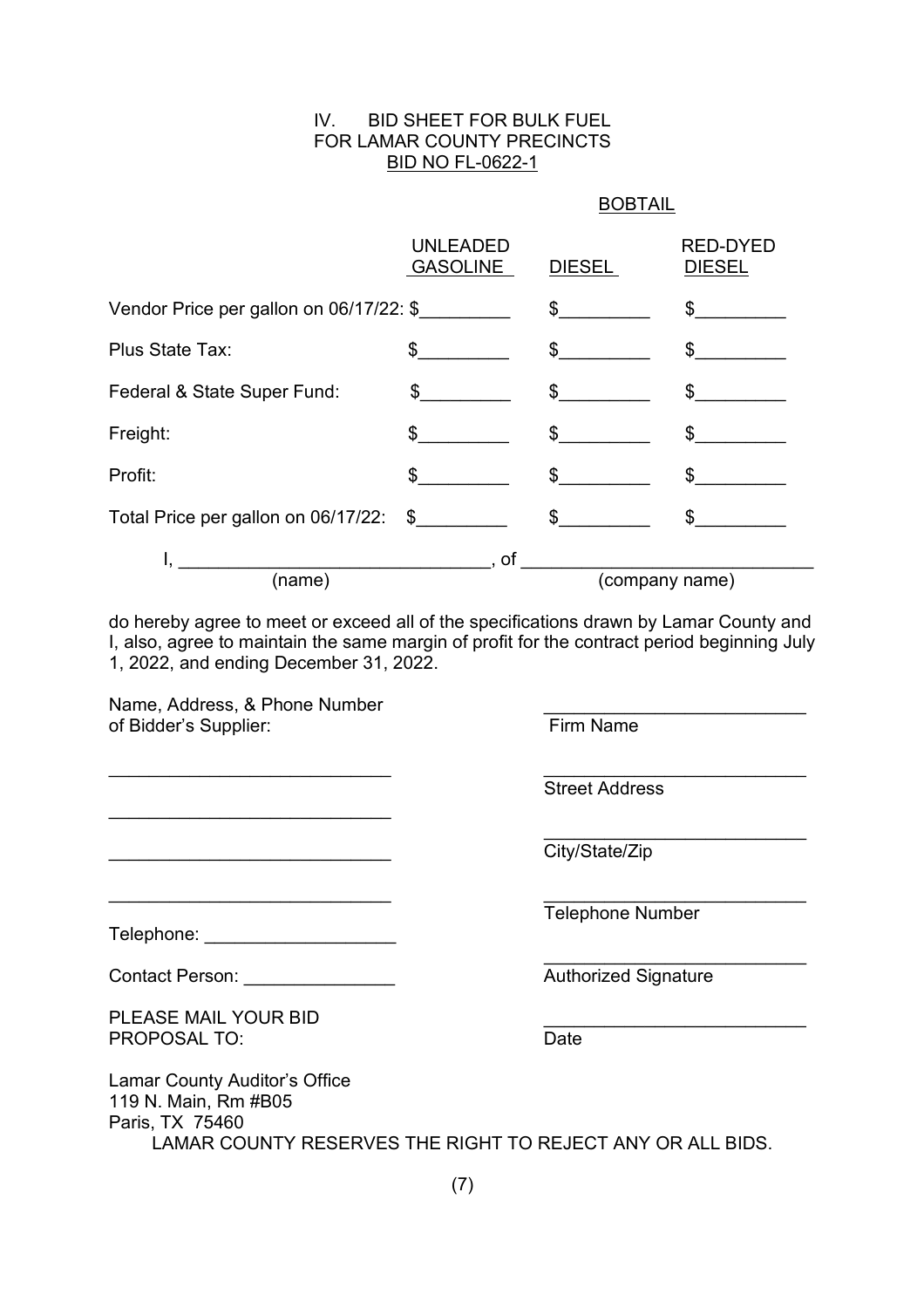# IV. BID SHEET FOR BULK FUEL FOR LAMAR COUNTY PRECINCTS

**BID NO FL-0622-1**

| | | BOBTAIL | |
|---|---|---|---|
| | UNLEADED GASOLINE | DIESEL | RED-DYED DIESEL |
| Vendor Price per gallon on 06/17/22: | $_________ | $_________ | $_________ |
| Plus State Tax: | $_________ | $_________ | $_________ |
| Federal & State Super Fund: | $_________ | $_________ | $_________ |
| Freight: | $_________ | $_________ | $_________ |
| Profit: | $_________ | $_________ | $_________ |
| Total Price per gallon on 06/17/22: | $_________ | $_________ | $_________ |

I, _______________________________, of ____________________________
(name) (company name)

do hereby agree to meet or exceed all of the specifications drawn by Lamar County and I, also, agree to maintain the same margin of profit for the contract period beginning July 1, 2022, and ending December 31, 2022.

Name, Address, & Phone Number of Bidder's Supplier:

____________________________

____________________________

____________________________

____________________________

Telephone: ___________________

Contact Person: _______________

__________________________
Firm Name

__________________________
Street Address

__________________________
City/State/Zip

__________________________
Telephone Number

__________________________
Authorized Signature

__________________________
Date

PLEASE MAIL YOUR BID PROPOSAL TO:

Lamar County Auditor's Office
119 N. Main, Rm #B05
Paris, TX 75460

LAMAR COUNTY RESERVES THE RIGHT TO REJECT ANY OR ALL BIDS.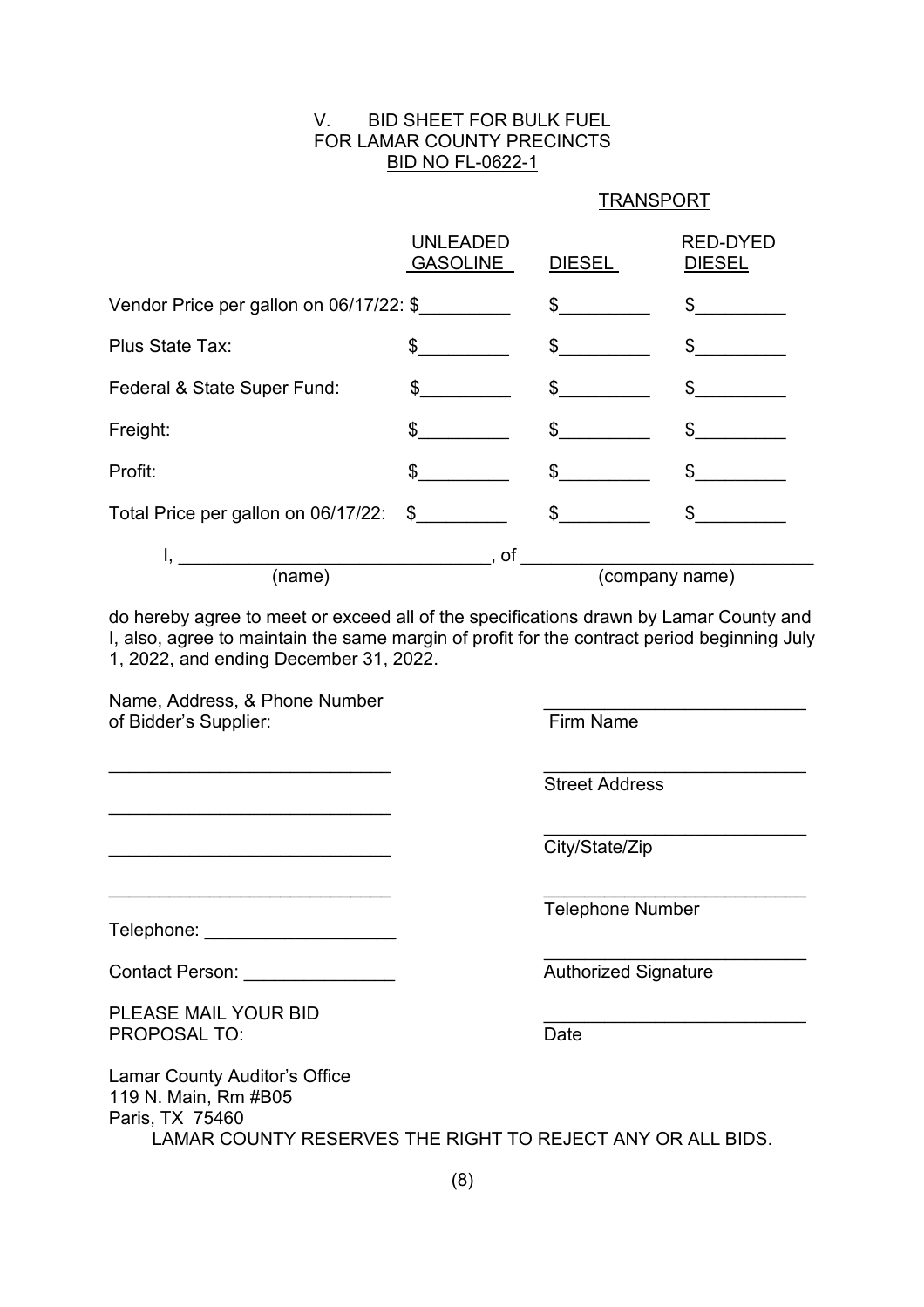# V. BID SHEET FOR BULK FUEL FOR LAMAR COUNTY PRECINCTS BID NO FL-0622-1

TRANSPORT

| | UNLEADED GASOLINE | DIESEL | RED-DYED DIESEL |
|---|---|---|---|
| Vendor Price per gallon on 06/17/22: | $_________ | $_________ | $_________ |
| Plus State Tax: | $_________ | $_________ | $_________ |
| Federal & State Super Fund: | $_________ | $_________ | $_________ |
| Freight: | $_________ | $_________ | $_________ |
| Profit: | $_________ | $_________ | $_________ |
| Total Price per gallon on 06/17/22: | $_________ | $_________ | $_________ |

I, ______________________________, of ____________________________
(name) (company name)

do hereby agree to meet or exceed all of the specifications drawn by Lamar County and I, also, agree to maintain the same margin of profit for the contract period beginning July 1, 2022, and ending December 31, 2022.

Name, Address, & Phone Number of Bidder's Supplier:

___________________________

___________________________

___________________________

___________________________

Telephone: ___________________

Contact Person: _______________

__________________________
Firm Name

__________________________
Street Address

__________________________
City/State/Zip

__________________________
Telephone Number

__________________________
Authorized Signature

__________________________
Date

PLEASE MAIL YOUR BID PROPOSAL TO:

Lamar County Auditor's Office
119 N. Main, Rm #B05
Paris, TX 75460

LAMAR COUNTY RESERVES THE RIGHT TO REJECT ANY OR ALL BIDS.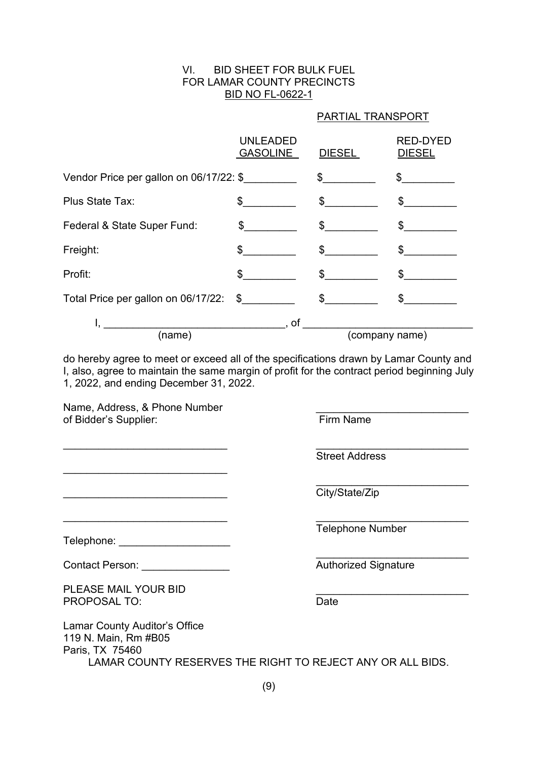# VI. BID SHEET FOR BULK FUEL
## FOR LAMAR COUNTY PRECINCTS
### BID NO FL-0622-1

PARTIAL TRANSPORT

| | UNLEADED GASOLINE | DIESEL | RED-DYED DIESEL |
|---|---|---|---|
| Vendor Price per gallon on 06/17/22: | $_________ | $_________ | $_________ |
| Plus State Tax: | $_________ | $_________ | $_________ |
| Federal & State Super Fund: | $_________ | $_________ | $_________ |
| Freight: | $_________ | $_________ | $_________ |
| Profit: | $_________ | $_________ | $_________ |
| Total Price per gallon on 06/17/22: | $_________ | $_________ | $_________ |

I, ______________________________ (name), of ____________________________ (company name)

do hereby agree to meet or exceed all of the specifications drawn by Lamar County and I, also, agree to maintain the same margin of profit for the contract period beginning July 1, 2022, and ending December 31, 2022.

Name, Address, & Phone Number of Bidder's Supplier:

___________________________

___________________________

___________________________

___________________________

Telephone: ___________________

Contact Person: _______________

__________________________
Firm Name

__________________________
Street Address

__________________________
City/State/Zip

__________________________
Telephone Number

__________________________
Authorized Signature

__________________________
Date

PLEASE MAIL YOUR BID PROPOSAL TO:

Lamar County Auditor's Office
119 N. Main, Rm #B05
Paris, TX 75460

LAMAR COUNTY RESERVES THE RIGHT TO REJECT ANY OR ALL BIDS.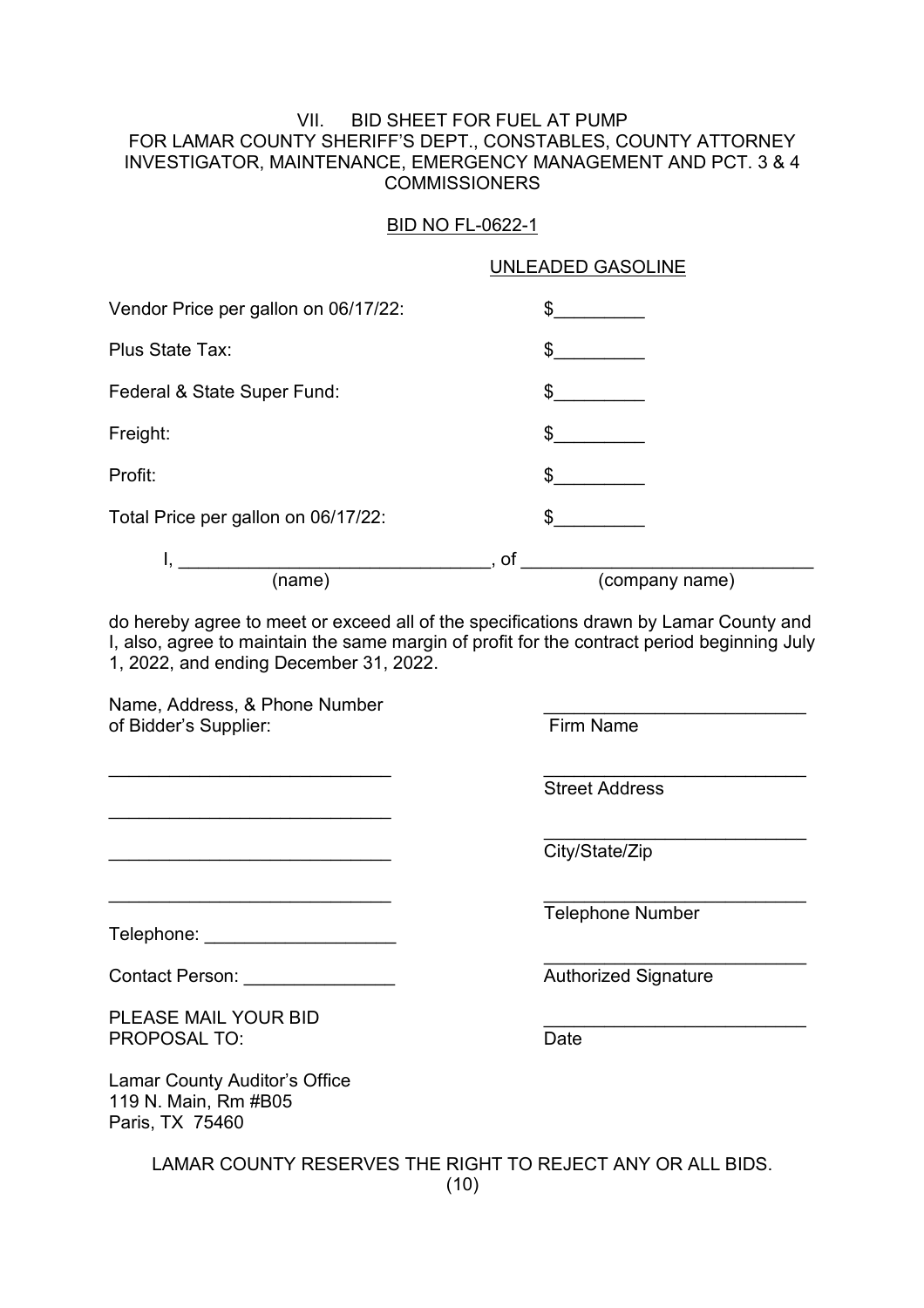# VII. BID SHEET FOR FUEL AT PUMP
## FOR LAMAR COUNTY SHERIFF'S DEPT., CONSTABLES, COUNTY ATTORNEY INVESTIGATOR, MAINTENANCE, EMERGENCY MANAGEMENT AND PCT. 3 & 4 COMMISSIONERS

BID NO FL-0622-1

| | UNLEADED GASOLINE |
|---|---|
| Vendor Price per gallon on 06/17/22: | $_________ |
| Plus State Tax: | $_________ |
| Federal & State Super Fund: | $_________ |
| Freight: | $_________ |
| Profit: | $_________ |
| Total Price per gallon on 06/17/22: | $_________ |

I, _______________________________ (name), of ____________________________ (company name)

do hereby agree to meet or exceed all of the specifications drawn by Lamar County and I, also, agree to maintain the same margin of profit for the contract period beginning July 1, 2022, and ending December 31, 2022.

Name, Address, & Phone Number of Bidder's Supplier:

____________________________

____________________________

____________________________

____________________________

Telephone: ___________________

Contact Person: _______________

__________________________
Firm Name

__________________________
Street Address

__________________________
City/State/Zip

__________________________
Telephone Number

__________________________
Authorized Signature

__________________________
Date

PLEASE MAIL YOUR BID PROPOSAL TO:

Lamar County Auditor's Office
119 N. Main, Rm #B05
Paris, TX 75460

LAMAR COUNTY RESERVES THE RIGHT TO REJECT ANY OR ALL BIDS.